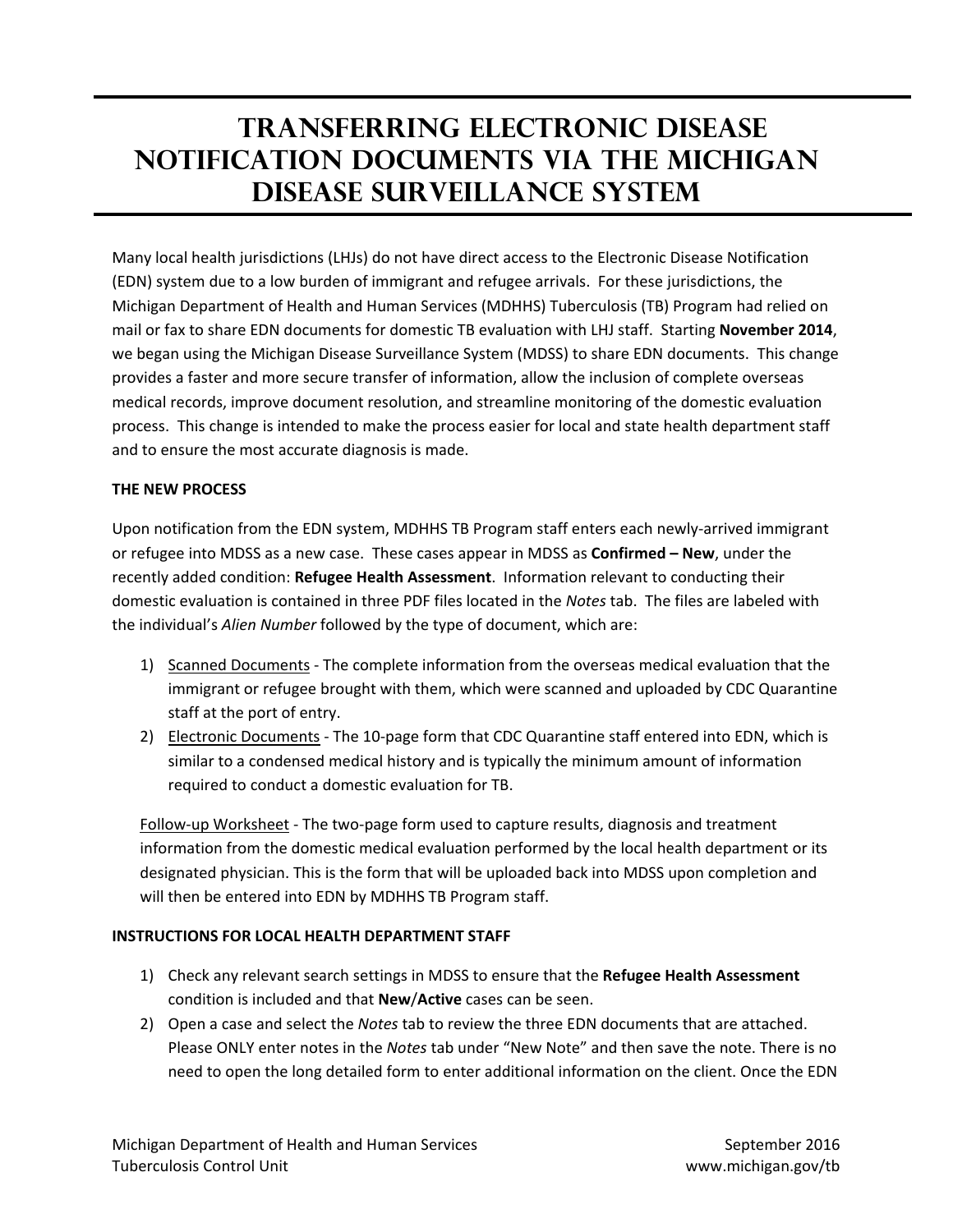# Transferring Electronic Disease Notification Documents via the Michigan Disease Surveillance System

Many local health jurisdictions (LHJs) do not have direct access to the Electronic Disease Notification (EDN) system due to a low burden of immigrant and refugee arrivals. For these jurisdictions, the Michigan Department of Health and Human Services (MDHHS) Tuberculosis (TB) Program had relied on mail or fax to share EDN documents for domestic TB evaluation with LHJ staff. Starting **November 2014**, we began using the Michigan Disease Surveillance System (MDSS) to share EDN documents. This change provides a faster and more secure transfer of information, allow the inclusion of complete overseas medical records, improve document resolution, and streamline monitoring of the domestic evaluation process. This change is intended to make the process easier for local and state health department staff and to ensure the most accurate diagnosis is made.

**THE NEW PROCESS**

Upon notification from the EDN system, MDHHS TB Program staff enters each newly-arrived immigrant or refugee into MDSS as a new case. These cases appear in MDSS as **Confirmed – New**, under the recently added condition: **Refugee Health Assessment**. Information relevant to conducting their domestic evaluation is contained in three PDF files located in the *Notes* tab. The files are labeled with the individual's *Alien Number* followed by the type of document, which are:

1) <u>Scanned Documents</u> - The complete information from the overseas medical evaluation that the immigrant or refugee brought with them, which were scanned and uploaded by CDC Quarantine staff at the port of entry.
2) <u>Electronic Documents</u> - The 10-page form that CDC Quarantine staff entered into EDN, which is similar to a condensed medical history and is typically the minimum amount of information required to conduct a domestic evaluation for TB.

<u>Follow-up Worksheet</u> - The two-page form used to capture results, diagnosis and treatment information from the domestic medical evaluation performed by the local health department or its designated physician. This is the form that will be uploaded back into MDSS upon completion and will then be entered into EDN by MDHHS TB Program staff.

**INSTRUCTIONS FOR LOCAL HEALTH DEPARTMENT STAFF**

1) Check any relevant search settings in MDSS to ensure that the **Refugee Health Assessment** condition is included and that **New**/**Active** cases can be seen.
2) Open a case and select the *Notes* tab to review the three EDN documents that are attached. Please ONLY enter notes in the *Notes* tab under "New Note" and then save the note. There is no need to open the long detailed form to enter additional information on the client. Once the EDN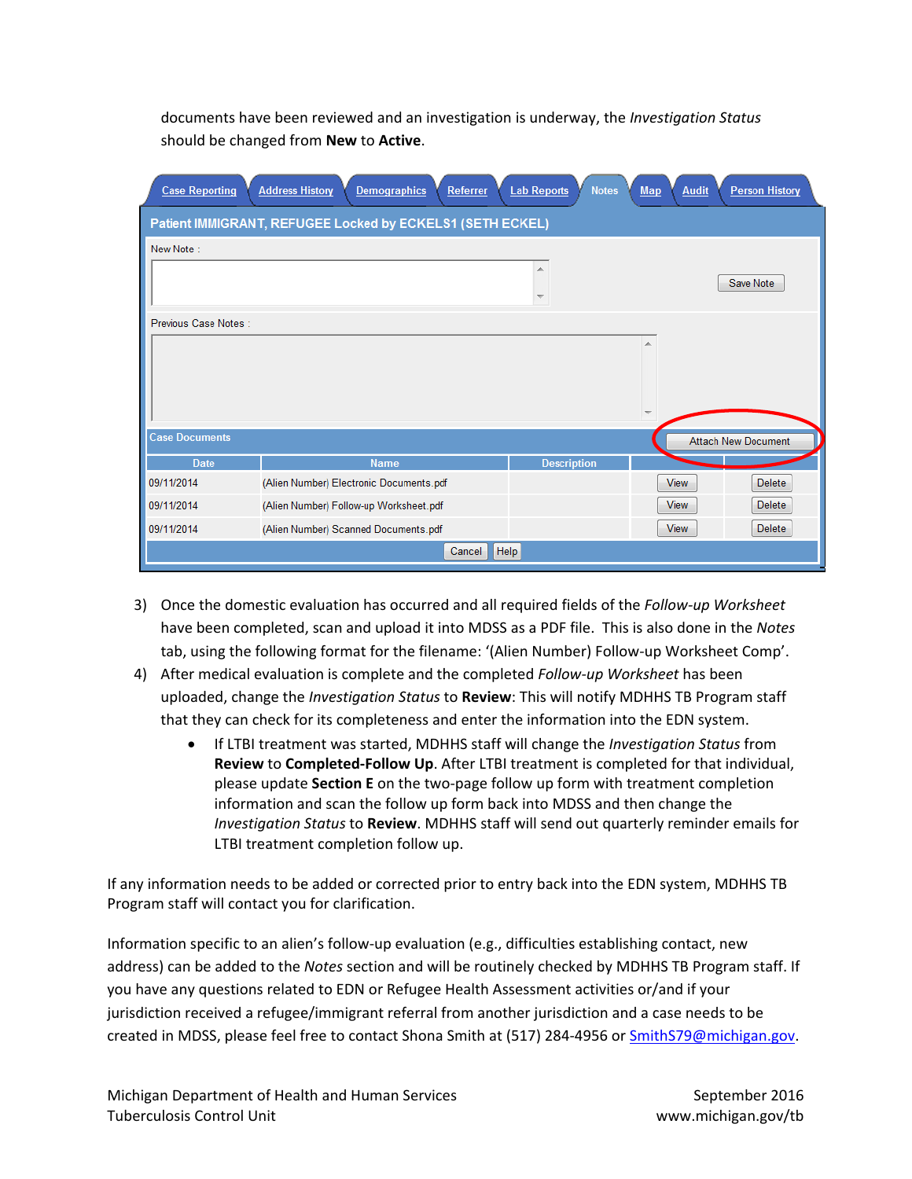documents have been reviewed and an investigation is underway, the *Investigation Status* should be changed from **New** to **Active**.

Case Reporting | Address History | Demographics | Referrer | Lab Reports | Notes | Map | Audit | Person History

Patient IMMIGRANT, REFUGEE Locked by ECKELS1 (SETH ECKEL)

New Note :

Save Note

Previous Case Notes :

Case Documents

Attach New Document

| Date | Name | Description | | |
|---|---|---|---|---|
| 09/11/2014 | (Alien Number) Electronic Documents.pdf | | View | Delete |
| 09/11/2014 | (Alien Number) Follow-up Worksheet.pdf | | View | Delete |
| 09/11/2014 | (Alien Number) Scanned Documents.pdf | | View | Delete |

Cancel Help

3) Once the domestic evaluation has occurred and all required fields of the *Follow-up Worksheet* have been completed, scan and upload it into MDSS as a PDF file. This is also done in the *Notes* tab, using the following format for the filename: '(Alien Number) Follow-up Worksheet Comp'.
4) After medical evaluation is complete and the completed *Follow-up Worksheet* has been uploaded, change the *Investigation Status* to **Review**: This will notify MDHHS TB Program staff that they can check for its completeness and enter the information into the EDN system.
   - If LTBI treatment was started, MDHHS staff will change the *Investigation Status* from **Review** to **Completed-Follow Up**. After LTBI treatment is completed for that individual, please update **Section E** on the two-page follow up form with treatment completion information and scan the follow up form back into MDSS and then change the *Investigation Status* to **Review**. MDHHS staff will send out quarterly reminder emails for LTBI treatment completion follow up.

If any information needs to be added or corrected prior to entry back into the EDN system, MDHHS TB Program staff will contact you for clarification.

Information specific to an alien's follow-up evaluation (e.g., difficulties establishing contact, new address) can be added to the *Notes* section and will be routinely checked by MDHHS TB Program staff. If you have any questions related to EDN or Refugee Health Assessment activities or/and if your jurisdiction received a refugee/immigrant referral from another jurisdiction and a case needs to be created in MDSS, please feel free to contact Shona Smith at (517) 284-4956 or SmithS79@michigan.gov.